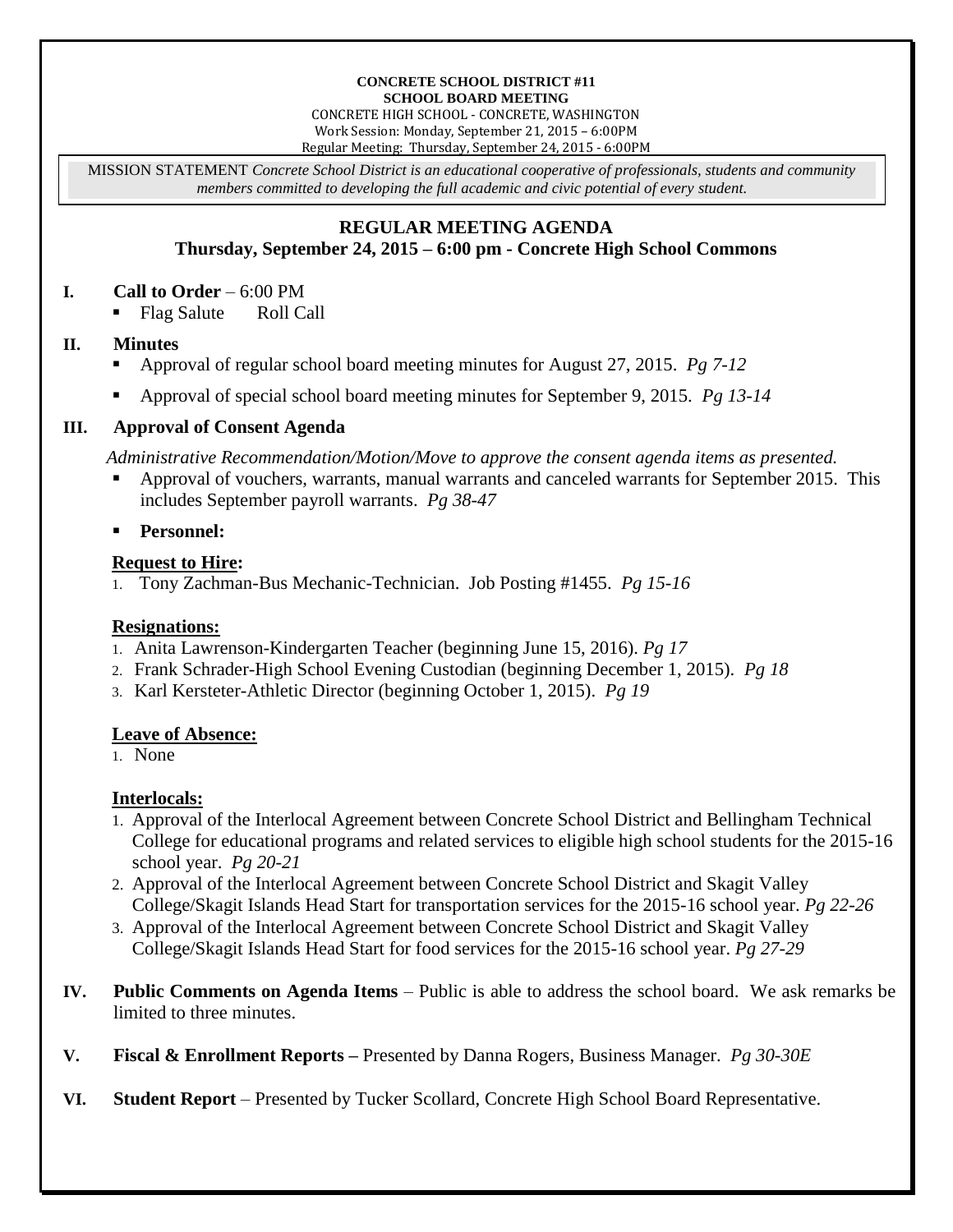**CONCRETE SCHOOL DISTRICT #11**
**SCHOOL BOARD MEETING**
CONCRETE HIGH SCHOOL - CONCRETE, WASHINGTON
Work Session: Monday, September 21, 2015 – 6:00PM
Regular Meeting: Thursday, September 24, 2015 - 6:00PM

MISSION STATEMENT *Concrete School District is an educational cooperative of professionals, students and community members committed to developing the full academic and civic potential of every student.*

## REGULAR MEETING AGENDA
### Thursday, September 24, 2015 – 6:00 pm - Concrete High School Commons

**I. Call to Order** – 6:00 PM

- Flag Salute  Roll Call

**II. Minutes**

- Approval of regular school board meeting minutes for August 27, 2015. *Pg 7-12*
- Approval of special school board meeting minutes for September 9, 2015. *Pg 13-14*

**III. Approval of Consent Agenda**

*Administrative Recommendation/Motion/Move to approve the consent agenda items as presented.*

- Approval of vouchers, warrants, manual warrants and canceled warrants for September 2015. This includes September payroll warrants. *Pg 38-47*
- **Personnel:**

**Request to Hire:**

1. Tony Zachman-Bus Mechanic-Technician. Job Posting #1455. *Pg 15-16*

**Resignations:**

1. Anita Lawrenson-Kindergarten Teacher (beginning June 15, 2016). *Pg 17*
2. Frank Schrader-High School Evening Custodian (beginning December 1, 2015). *Pg 18*
3. Karl Kersteter-Athletic Director (beginning October 1, 2015). *Pg 19*

**Leave of Absence:**

1. None

**Interlocals:**

1. Approval of the Interlocal Agreement between Concrete School District and Bellingham Technical College for educational programs and related services to eligible high school students for the 2015-16 school year. *Pg 20-21*
2. Approval of the Interlocal Agreement between Concrete School District and Skagit Valley College/Skagit Islands Head Start for transportation services for the 2015-16 school year. *Pg 22-26*
3. Approval of the Interlocal Agreement between Concrete School District and Skagit Valley College/Skagit Islands Head Start for food services for the 2015-16 school year. *Pg 27-29*

**IV. Public Comments on Agenda Items** – Public is able to address the school board. We ask remarks be limited to three minutes.

**V. Fiscal & Enrollment Reports –** Presented by Danna Rogers, Business Manager. *Pg 30-30E*

**VI. Student Report** – Presented by Tucker Scollard, Concrete High School Board Representative.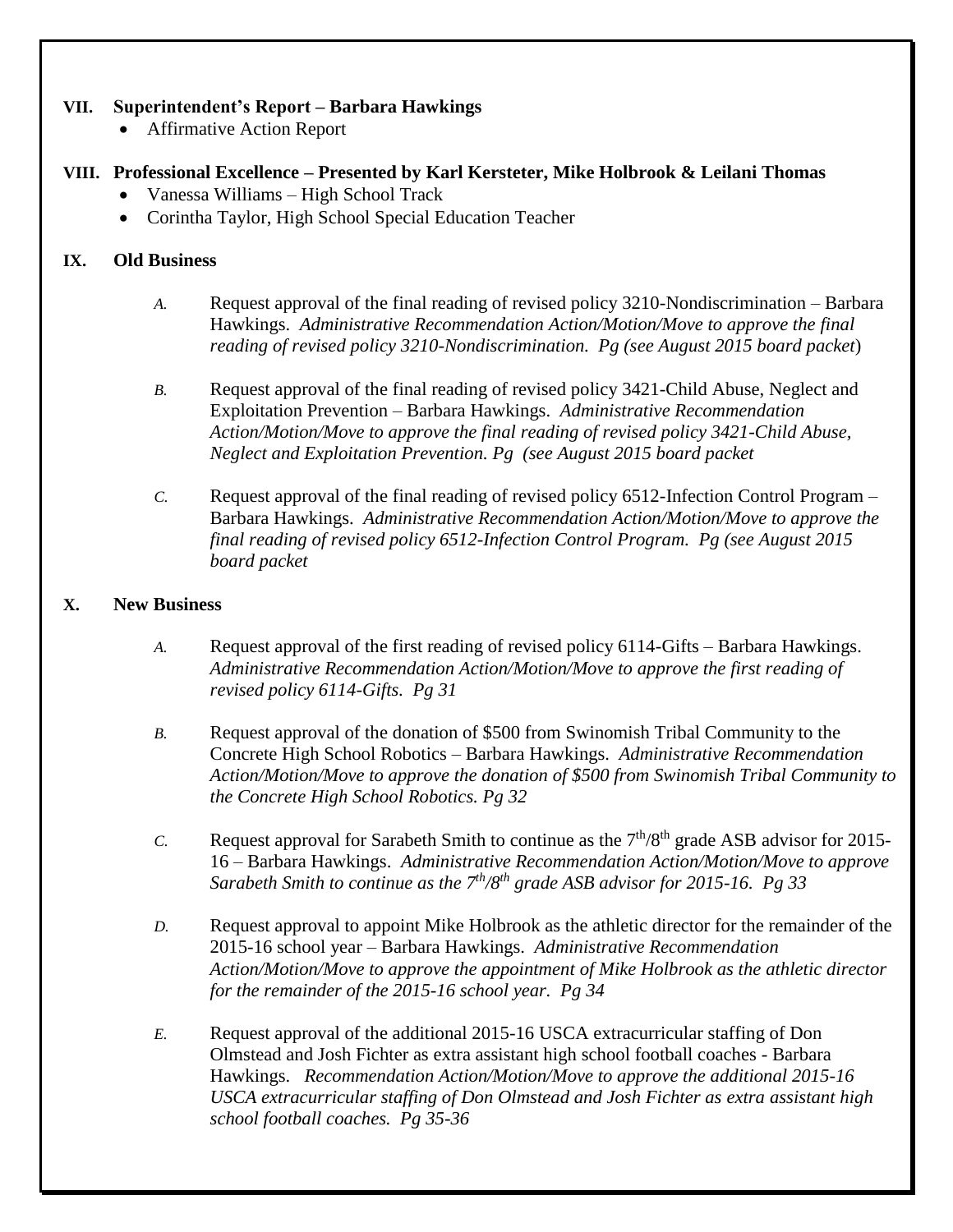## VII. Superintendent's Report – Barbara Hawkings

- Affirmative Action Report

## VIII. Professional Excellence – Presented by Karl Kersteter, Mike Holbrook & Leilani Thomas

- Vanessa Williams – High School Track
- Corintha Taylor, High School Special Education Teacher

## IX. Old Business

*A.* Request approval of the final reading of revised policy 3210-Nondiscrimination – Barbara Hawkings. *Administrative Recommendation Action/Motion/Move to approve the final reading of revised policy 3210-Nondiscrimination. Pg (see August 2015 board packet*)

*B.* Request approval of the final reading of revised policy 3421-Child Abuse, Neglect and Exploitation Prevention – Barbara Hawkings. *Administrative Recommendation Action/Motion/Move to approve the final reading of revised policy 3421-Child Abuse, Neglect and Exploitation Prevention. Pg (see August 2015 board packet*

*C.* Request approval of the final reading of revised policy 6512-Infection Control Program – Barbara Hawkings. *Administrative Recommendation Action/Motion/Move to approve the final reading of revised policy 6512-Infection Control Program. Pg (see August 2015 board packet*

## X. New Business

*A.* Request approval of the first reading of revised policy 6114-Gifts – Barbara Hawkings. *Administrative Recommendation Action/Motion/Move to approve the first reading of revised policy 6114-Gifts. Pg 31*

*B.* Request approval of the donation of $500 from Swinomish Tribal Community to the Concrete High School Robotics – Barbara Hawkings. *Administrative Recommendation Action/Motion/Move to approve the donation of $500 from Swinomish Tribal Community to the Concrete High School Robotics. Pg 32*

*C.* Request approval for Sarabeth Smith to continue as the 7th/8th grade ASB advisor for 2015-16 – Barbara Hawkings. *Administrative Recommendation Action/Motion/Move to approve Sarabeth Smith to continue as the 7th/8th grade ASB advisor for 2015-16. Pg 33*

*D.* Request approval to appoint Mike Holbrook as the athletic director for the remainder of the 2015-16 school year – Barbara Hawkings. *Administrative Recommendation Action/Motion/Move to approve the appointment of Mike Holbrook as the athletic director for the remainder of the 2015-16 school year. Pg 34*

*E.* Request approval of the additional 2015-16 USCA extracurricular staffing of Don Olmstead and Josh Fichter as extra assistant high school football coaches - Barbara Hawkings. *Recommendation Action/Motion/Move to approve the additional 2015-16 USCA extracurricular staffing of Don Olmstead and Josh Fichter as extra assistant high school football coaches. Pg 35-36*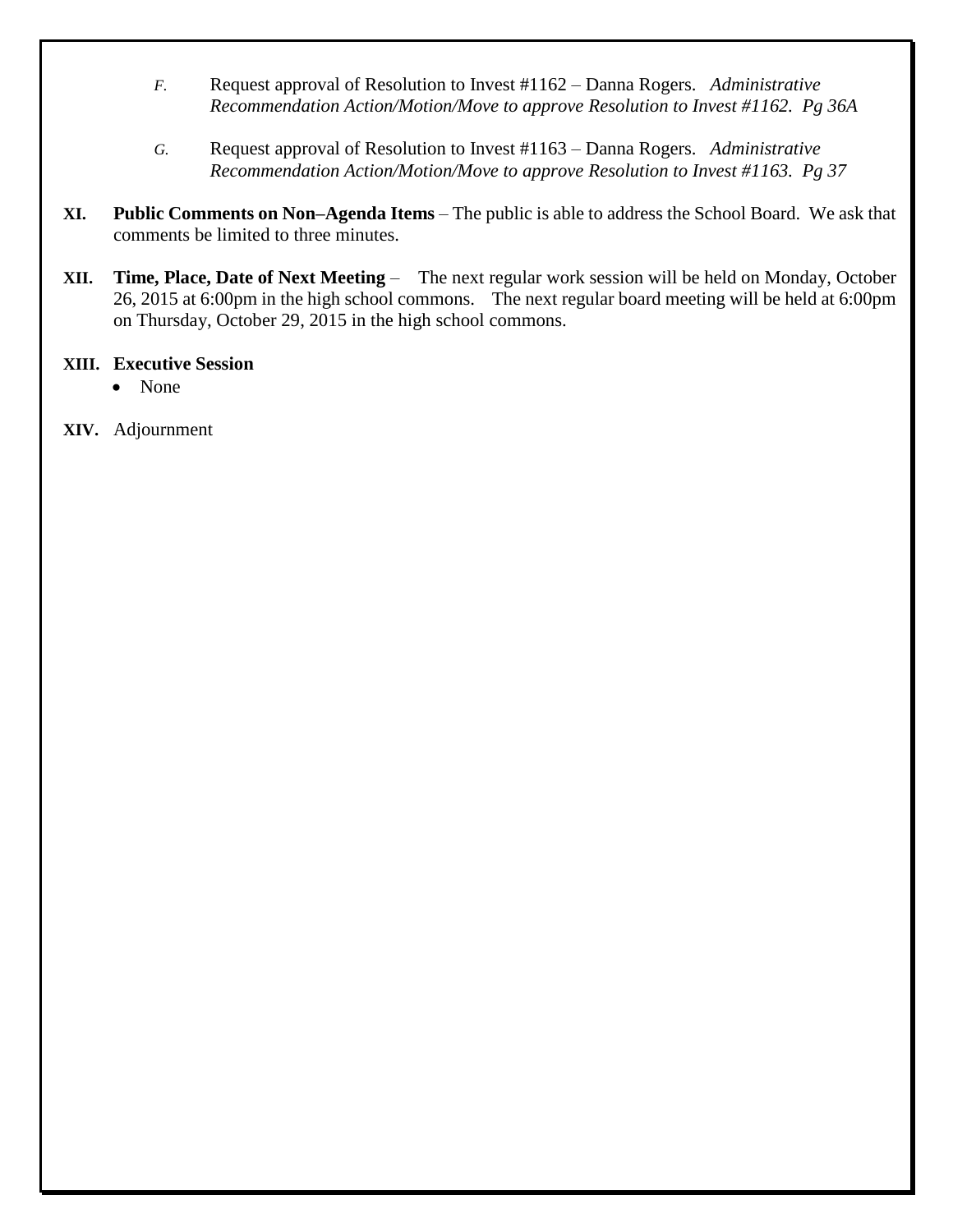*F.* Request approval of Resolution to Invest #1162 – Danna Rogers. *Administrative Recommendation Action/Motion/Move to approve Resolution to Invest #1162. Pg 36A*

*G.* Request approval of Resolution to Invest #1163 – Danna Rogers. *Administrative Recommendation Action/Motion/Move to approve Resolution to Invest #1163. Pg 37*

**XI. Public Comments on Non–Agenda Items** – The public is able to address the School Board. We ask that comments be limited to three minutes.

**XII. Time, Place, Date of Next Meeting** – The next regular work session will be held on Monday, October 26, 2015 at 6:00pm in the high school commons. The next regular board meeting will be held at 6:00pm on Thursday, October 29, 2015 in the high school commons.

**XIII. Executive Session**

- None

**XIV.** Adjournment